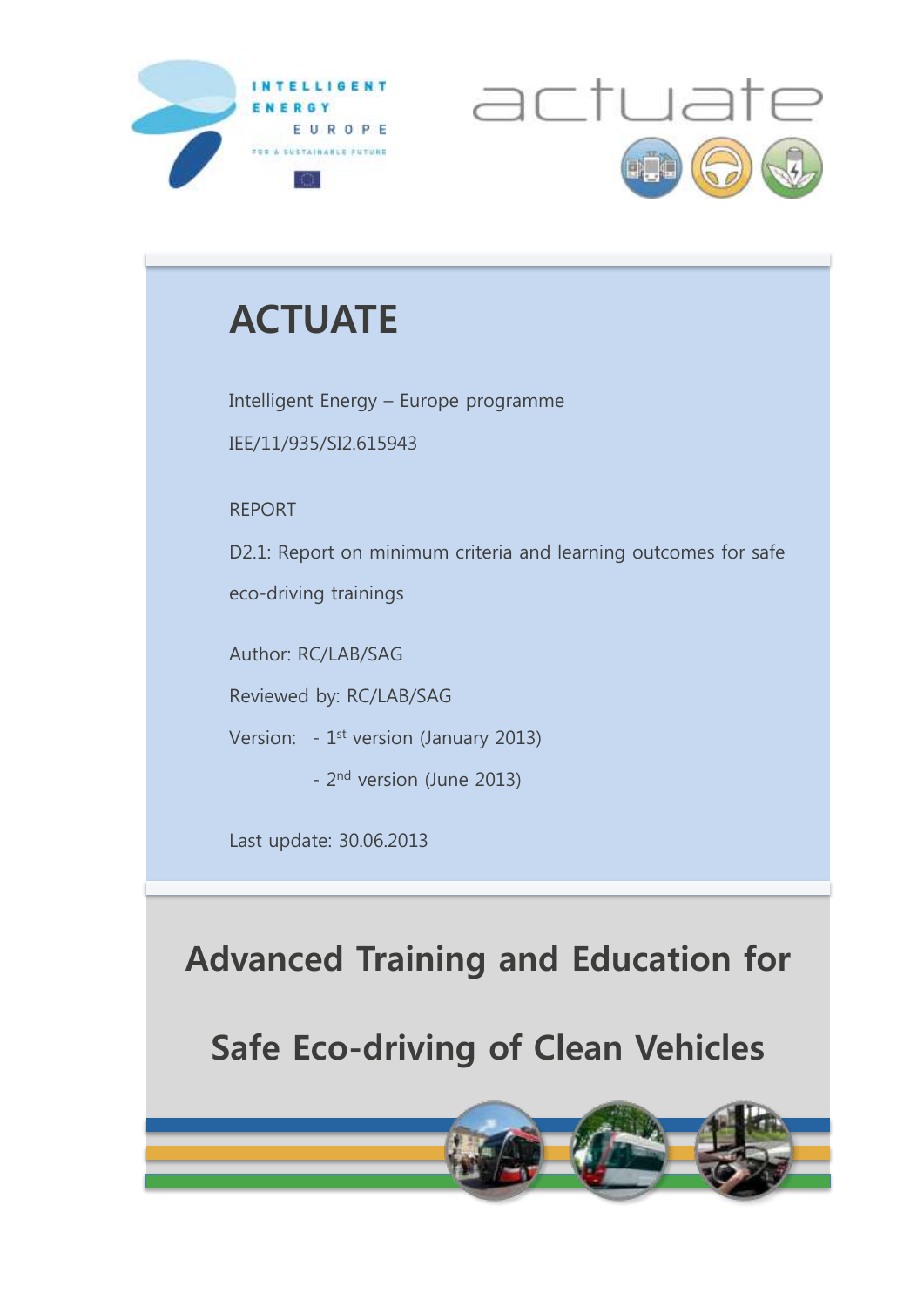# ACTUATE

Intelligent Energy – Europe programme

IEE/11/935/SI2.615943

REPORT

D2.1: Report on minimum criteria and learning outcomes for safe eco-driving trainings

Author: RC/LAB/SAG

Reviewed by: RC/LAB/SAG

Version: - 1st version (January 2013)

- 2nd version (June 2013)

Last update: 30.06.2013

## Advanced Training and Education for Safe Eco-driving of Clean Vehicles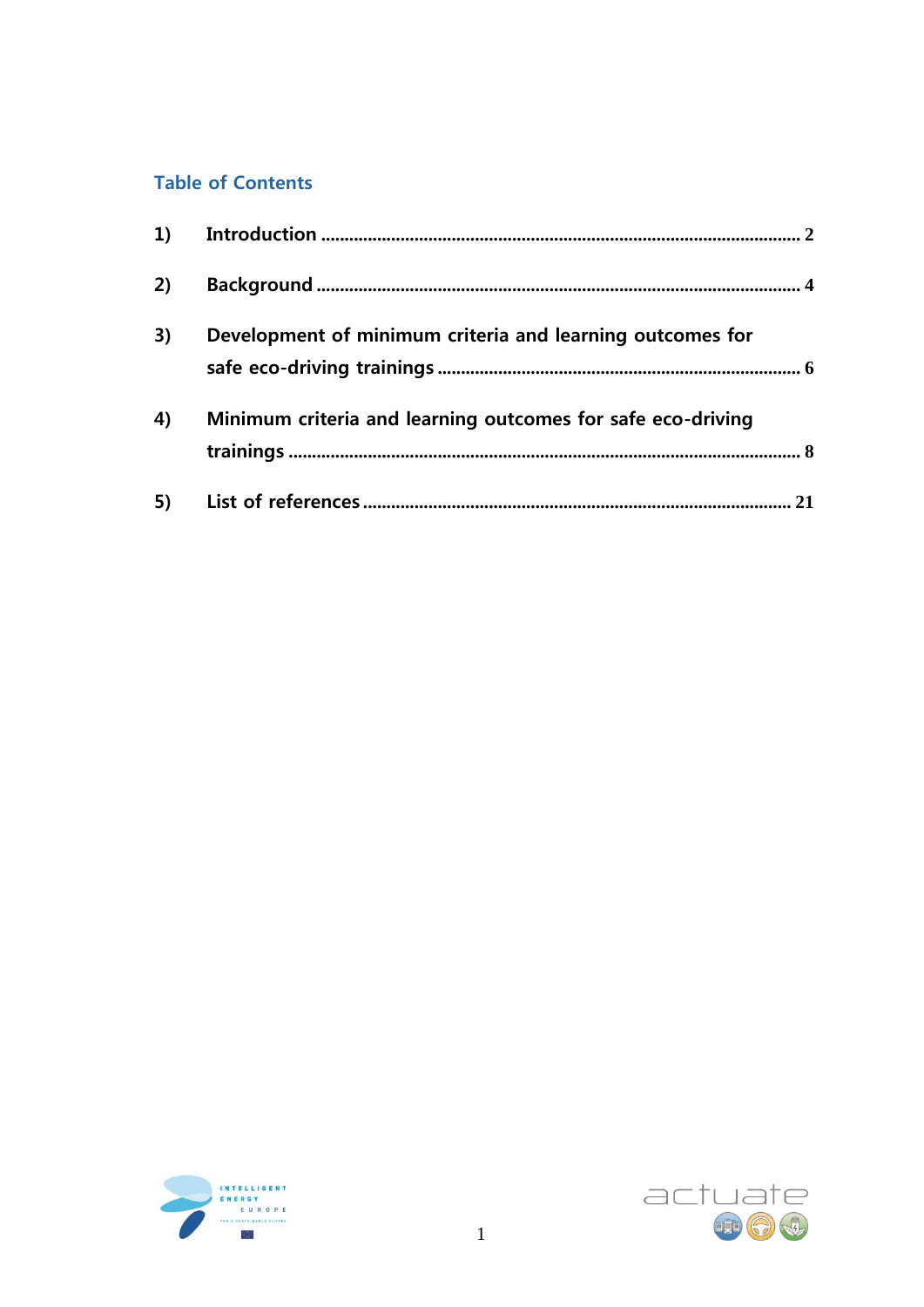## Table of Contents

1) Introduction ........................................................................................................ 2

2) Background ......................................................................................................... 4

3) Development of minimum criteria and learning outcomes for safe eco-driving trainings ............................................................................... 6

4) Minimum criteria and learning outcomes for safe eco-driving trainings ................................................................................................................ 8

5) List of references ............................................................................................ 21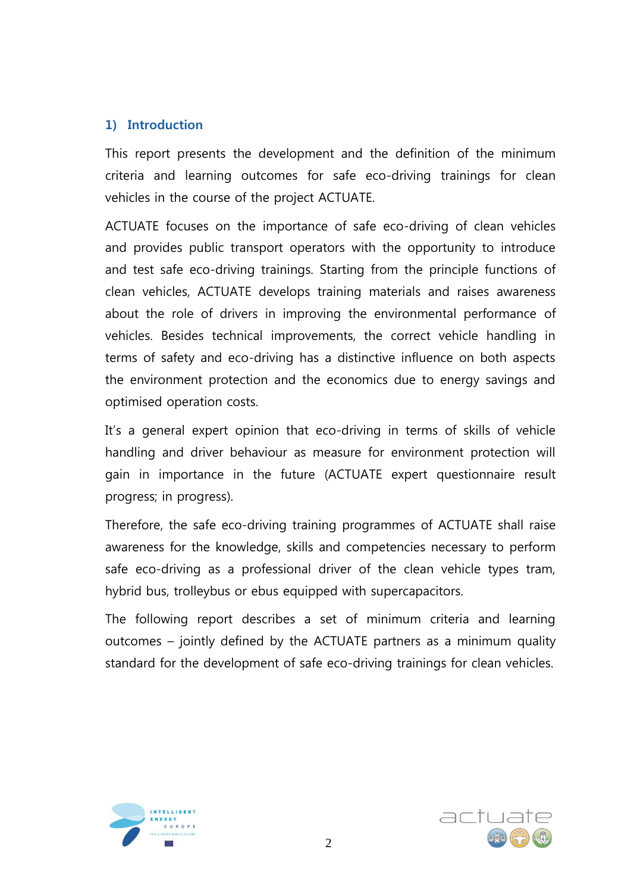## 1) Introduction

This report presents the development and the definition of the minimum criteria and learning outcomes for safe eco-driving trainings for clean vehicles in the course of the project ACTUATE.

ACTUATE focuses on the importance of safe eco-driving of clean vehicles and provides public transport operators with the opportunity to introduce and test safe eco-driving trainings. Starting from the principle functions of clean vehicles, ACTUATE develops training materials and raises awareness about the role of drivers in improving the environmental performance of vehicles. Besides technical improvements, the correct vehicle handling in terms of safety and eco-driving has a distinctive influence on both aspects the environment protection and the economics due to energy savings and optimised operation costs.

It's a general expert opinion that eco-driving in terms of skills of vehicle handling and driver behaviour as measure for environment protection will gain in importance in the future (ACTUATE expert questionnaire result progress; in progress).

Therefore, the safe eco-driving training programmes of ACTUATE shall raise awareness for the knowledge, skills and competencies necessary to perform safe eco-driving as a professional driver of the clean vehicle types tram, hybrid bus, trolleybus or ebus equipped with supercapacitors.

The following report describes a set of minimum criteria and learning outcomes – jointly defined by the ACTUATE partners as a minimum quality standard for the development of safe eco-driving trainings for clean vehicles.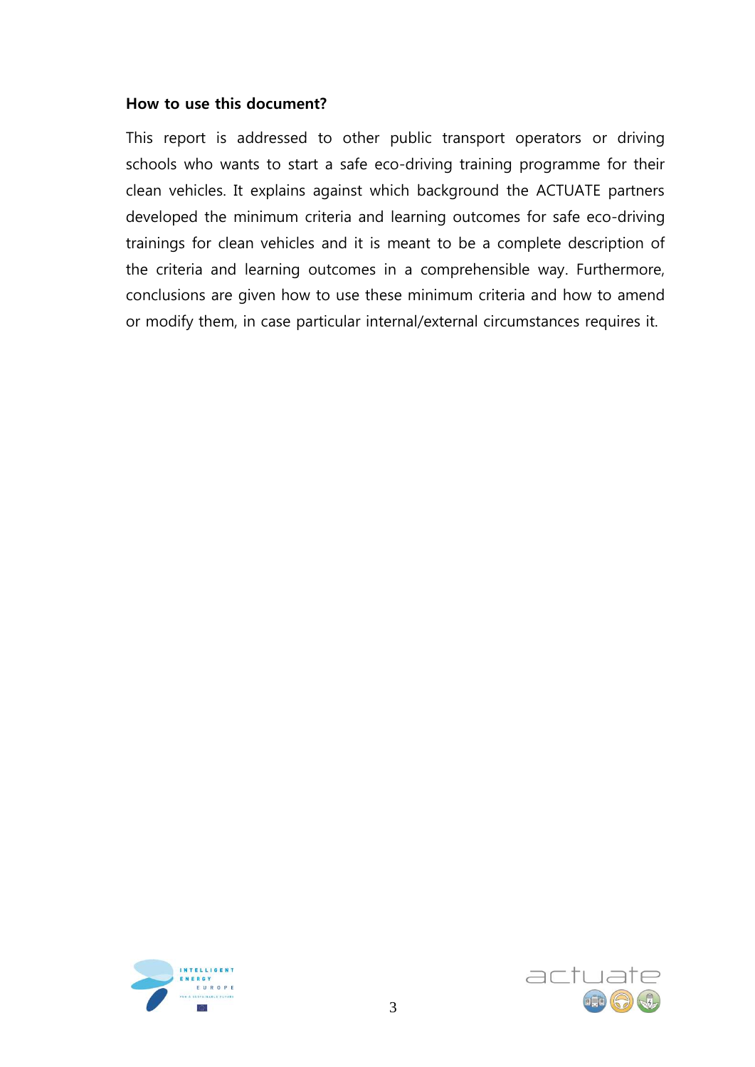**How to use this document?**

This report is addressed to other public transport operators or driving schools who wants to start a safe eco-driving training programme for their clean vehicles. It explains against which background the ACTUATE partners developed the minimum criteria and learning outcomes for safe eco-driving trainings for clean vehicles and it is meant to be a complete description of the criteria and learning outcomes in a comprehensible way. Furthermore, conclusions are given how to use these minimum criteria and how to amend or modify them, in case particular internal/external circumstances requires it.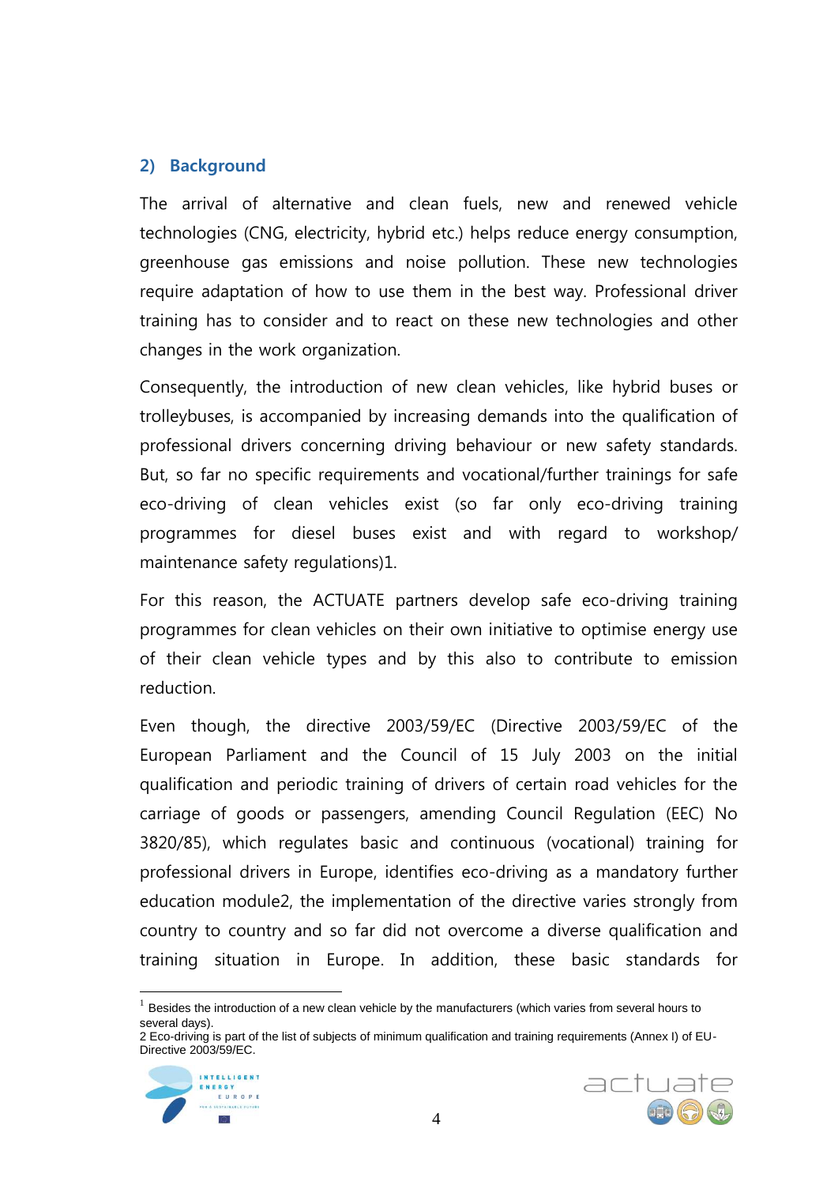## 2) Background

The arrival of alternative and clean fuels, new and renewed vehicle technologies (CNG, electricity, hybrid etc.) helps reduce energy consumption, greenhouse gas emissions and noise pollution. These new technologies require adaptation of how to use them in the best way. Professional driver training has to consider and to react on these new technologies and other changes in the work organization.

Consequently, the introduction of new clean vehicles, like hybrid buses or trolleybuses, is accompanied by increasing demands into the qualification of professional drivers concerning driving behaviour or new safety standards. But, so far no specific requirements and vocational/further trainings for safe eco-driving of clean vehicles exist (so far only eco-driving training programmes for diesel buses exist and with regard to workshop/ maintenance safety regulations)[1].

For this reason, the ACTUATE partners develop safe eco-driving training programmes for clean vehicles on their own initiative to optimise energy use of their clean vehicle types and by this also to contribute to emission reduction.

Even though, the directive 2003/59/EC (Directive 2003/59/EC of the European Parliament and the Council of 15 July 2003 on the initial qualification and periodic training of drivers of certain road vehicles for the carriage of goods or passengers, amending Council Regulation (EEC) No 3820/85), which regulates basic and continuous (vocational) training for professional drivers in Europe, identifies eco-driving as a mandatory further education module[2], the implementation of the directive varies strongly from country to country and so far did not overcome a diverse qualification and training situation in Europe. In addition, these basic standards for

---

[1] Besides the introduction of a new clean vehicle by the manufacturers (which varies from several hours to several days).

[2] Eco-driving is part of the list of subjects of minimum qualification and training requirements (Annex I) of EU-Directive 2003/59/EC.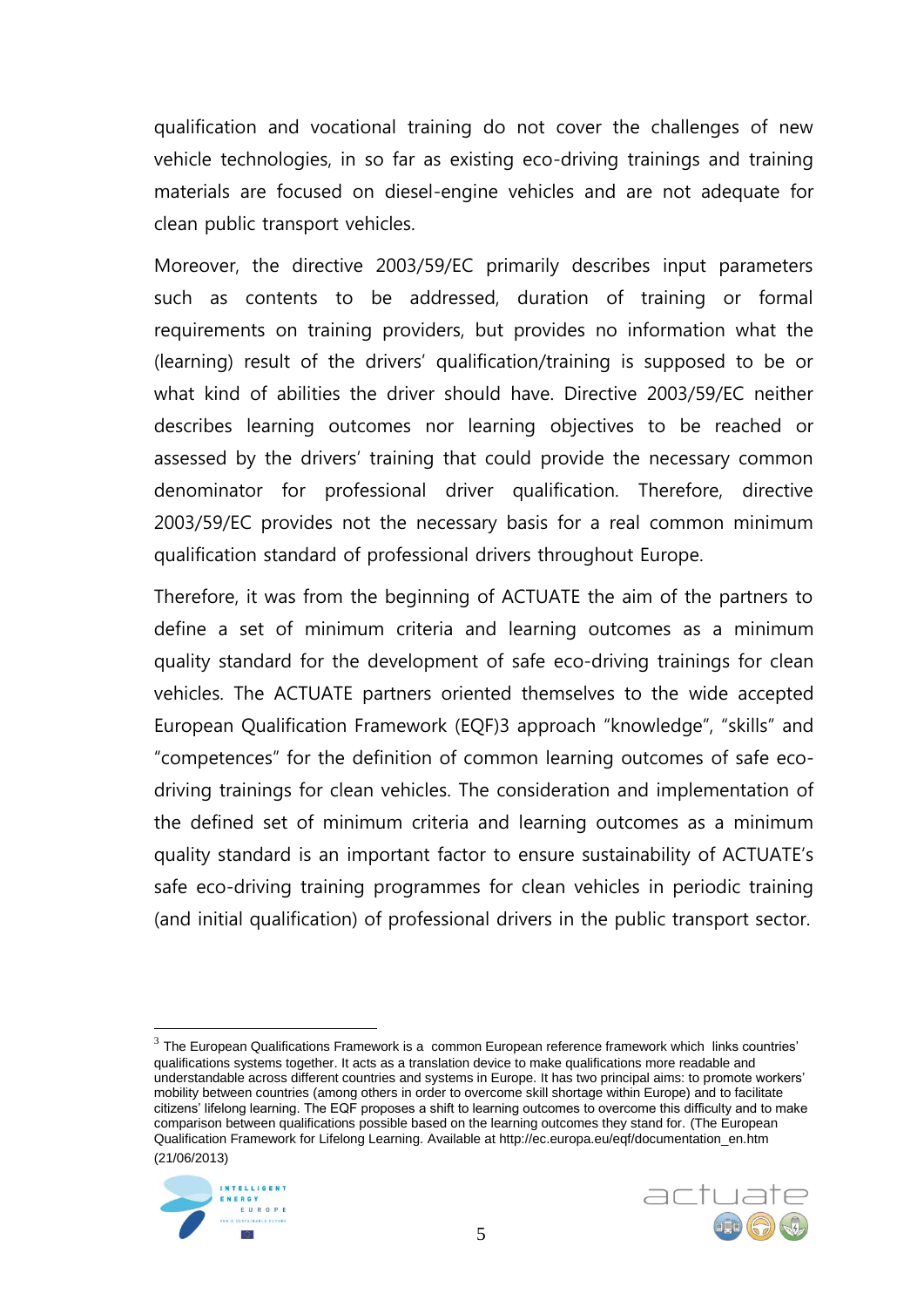qualification and vocational training do not cover the challenges of new vehicle technologies, in so far as existing eco-driving trainings and training materials are focused on diesel-engine vehicles and are not adequate for clean public transport vehicles.

Moreover, the directive 2003/59/EC primarily describes input parameters such as contents to be addressed, duration of training or formal requirements on training providers, but provides no information what the (learning) result of the drivers' qualification/training is supposed to be or what kind of abilities the driver should have. Directive 2003/59/EC neither describes learning outcomes nor learning objectives to be reached or assessed by the drivers' training that could provide the necessary common denominator for professional driver qualification. Therefore, directive 2003/59/EC provides not the necessary basis for a real common minimum qualification standard of professional drivers throughout Europe.

Therefore, it was from the beginning of ACTUATE the aim of the partners to define a set of minimum criteria and learning outcomes as a minimum quality standard for the development of safe eco-driving trainings for clean vehicles. The ACTUATE partners oriented themselves to the wide accepted European Qualification Framework (EQF)[3] approach "knowledge", "skills" and "competences" for the definition of common learning outcomes of safe eco-driving trainings for clean vehicles. The consideration and implementation of the defined set of minimum criteria and learning outcomes as a minimum quality standard is an important factor to ensure sustainability of ACTUATE's safe eco-driving training programmes for clean vehicles in periodic training (and initial qualification) of professional drivers in the public transport sector.

---

[3] The European Qualifications Framework is a common European reference framework which links countries' qualifications systems together. It acts as a translation device to make qualifications more readable and understandable across different countries and systems in Europe. It has two principal aims: to promote workers' mobility between countries (among others in order to overcome skill shortage within Europe) and to facilitate citizens' lifelong learning. The EQF proposes a shift to learning outcomes to overcome this difficulty and to make comparison between qualifications possible based on the learning outcomes they stand for. (The European Qualification Framework for Lifelong Learning. Available at http://ec.europa.eu/eqf/documentation_en.htm (21/06/2013)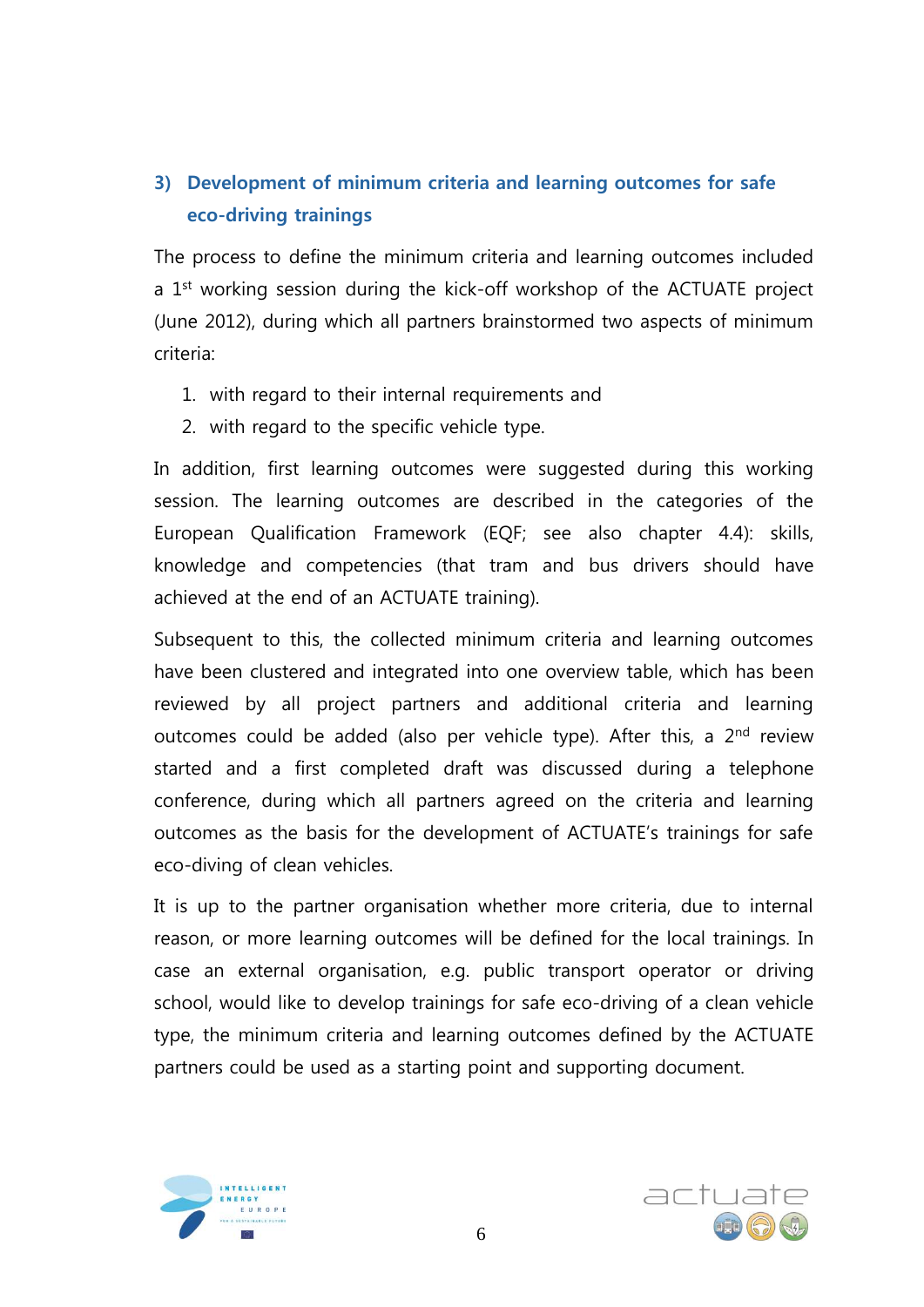## 3) Development of minimum criteria and learning outcomes for safe eco-driving trainings

The process to define the minimum criteria and learning outcomes included a 1st working session during the kick-off workshop of the ACTUATE project (June 2012), during which all partners brainstormed two aspects of minimum criteria:

1. with regard to their internal requirements and
2. with regard to the specific vehicle type.

In addition, first learning outcomes were suggested during this working session. The learning outcomes are described in the categories of the European Qualification Framework (EQF; see also chapter 4.4): skills, knowledge and competencies (that tram and bus drivers should have achieved at the end of an ACTUATE training).

Subsequent to this, the collected minimum criteria and learning outcomes have been clustered and integrated into one overview table, which has been reviewed by all project partners and additional criteria and learning outcomes could be added (also per vehicle type). After this, a 2nd review started and a first completed draft was discussed during a telephone conference, during which all partners agreed on the criteria and learning outcomes as the basis for the development of ACTUATE's trainings for safe eco-diving of clean vehicles.

It is up to the partner organisation whether more criteria, due to internal reason, or more learning outcomes will be defined for the local trainings. In case an external organisation, e.g. public transport operator or driving school, would like to develop trainings for safe eco-driving of a clean vehicle type, the minimum criteria and learning outcomes defined by the ACTUATE partners could be used as a starting point and supporting document.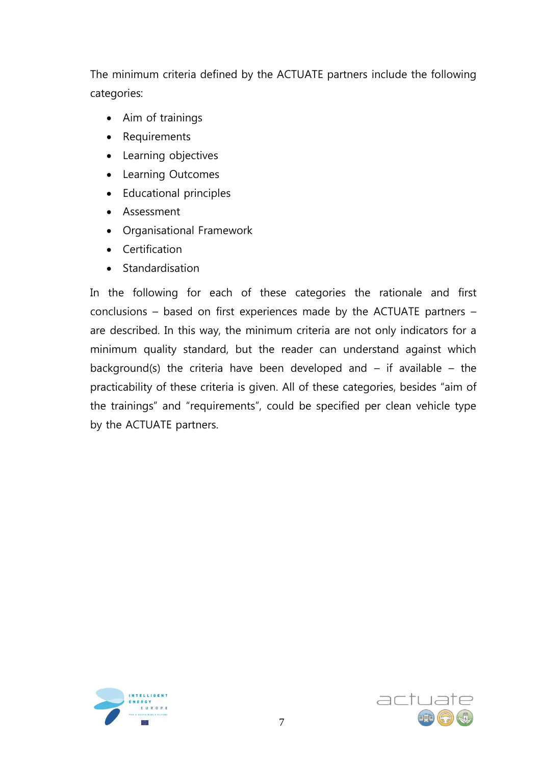The minimum criteria defined by the ACTUATE partners include the following categories:

- Aim of trainings
- Requirements
- Learning objectives
- Learning Outcomes
- Educational principles
- Assessment
- Organisational Framework
- Certification
- Standardisation

In the following for each of these categories the rationale and first conclusions – based on first experiences made by the ACTUATE partners – are described. In this way, the minimum criteria are not only indicators for a minimum quality standard, but the reader can understand against which background(s) the criteria have been developed and – if available – the practicability of these criteria is given. All of these categories, besides "aim of the trainings" and "requirements", could be specified per clean vehicle type by the ACTUATE partners.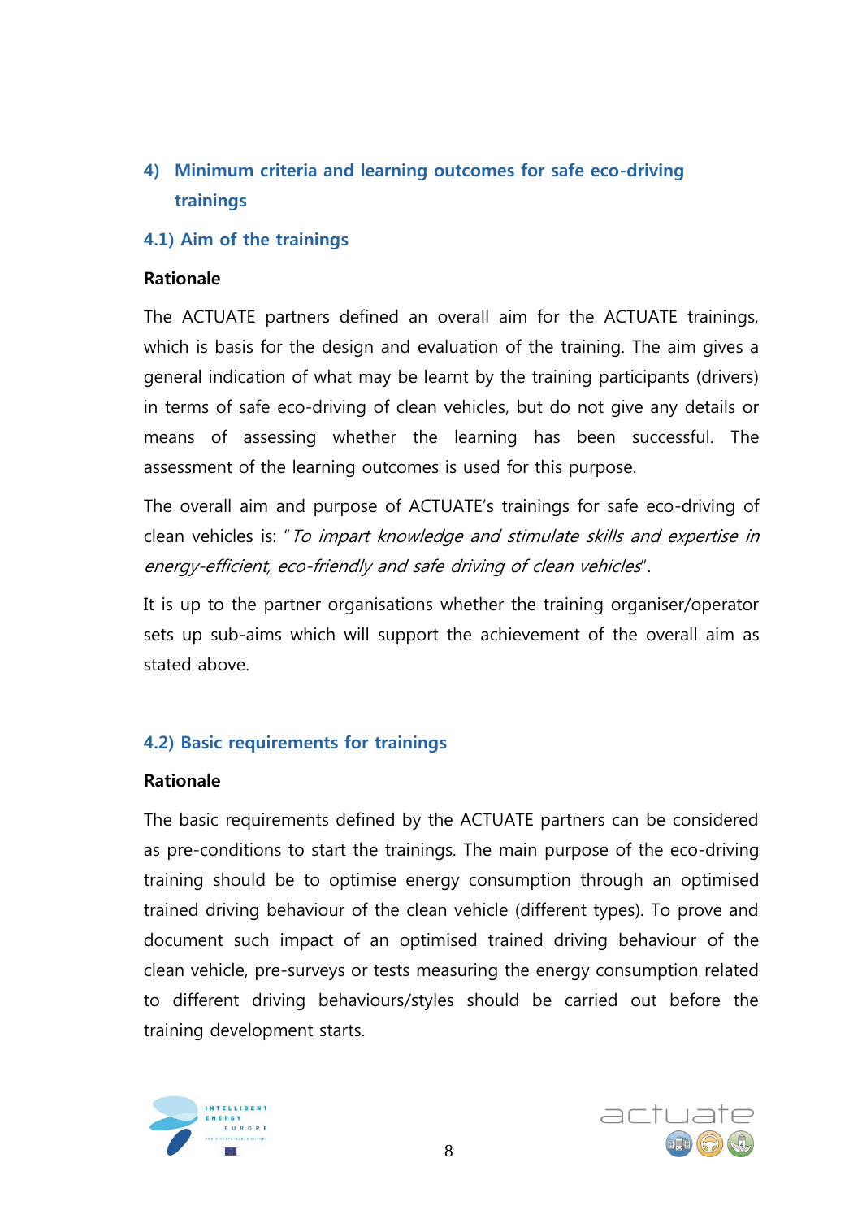## 4) Minimum criteria and learning outcomes for safe eco-driving trainings

### 4.1) Aim of the trainings

**Rationale**

The ACTUATE partners defined an overall aim for the ACTUATE trainings, which is basis for the design and evaluation of the training. The aim gives a general indication of what may be learnt by the training participants (drivers) in terms of safe eco-driving of clean vehicles, but do not give any details or means of assessing whether the learning has been successful. The assessment of the learning outcomes is used for this purpose.

The overall aim and purpose of ACTUATE's trainings for safe eco-driving of clean vehicles is: "*To impart knowledge and stimulate skills and expertise in energy-efficient, eco-friendly and safe driving of clean vehicles*".

It is up to the partner organisations whether the training organiser/operator sets up sub-aims which will support the achievement of the overall aim as stated above.

### 4.2) Basic requirements for trainings

**Rationale**

The basic requirements defined by the ACTUATE partners can be considered as pre-conditions to start the trainings. The main purpose of the eco-driving training should be to optimise energy consumption through an optimised trained driving behaviour of the clean vehicle (different types). To prove and document such impact of an optimised trained driving behaviour of the clean vehicle, pre-surveys or tests measuring the energy consumption related to different driving behaviours/styles should be carried out before the training development starts.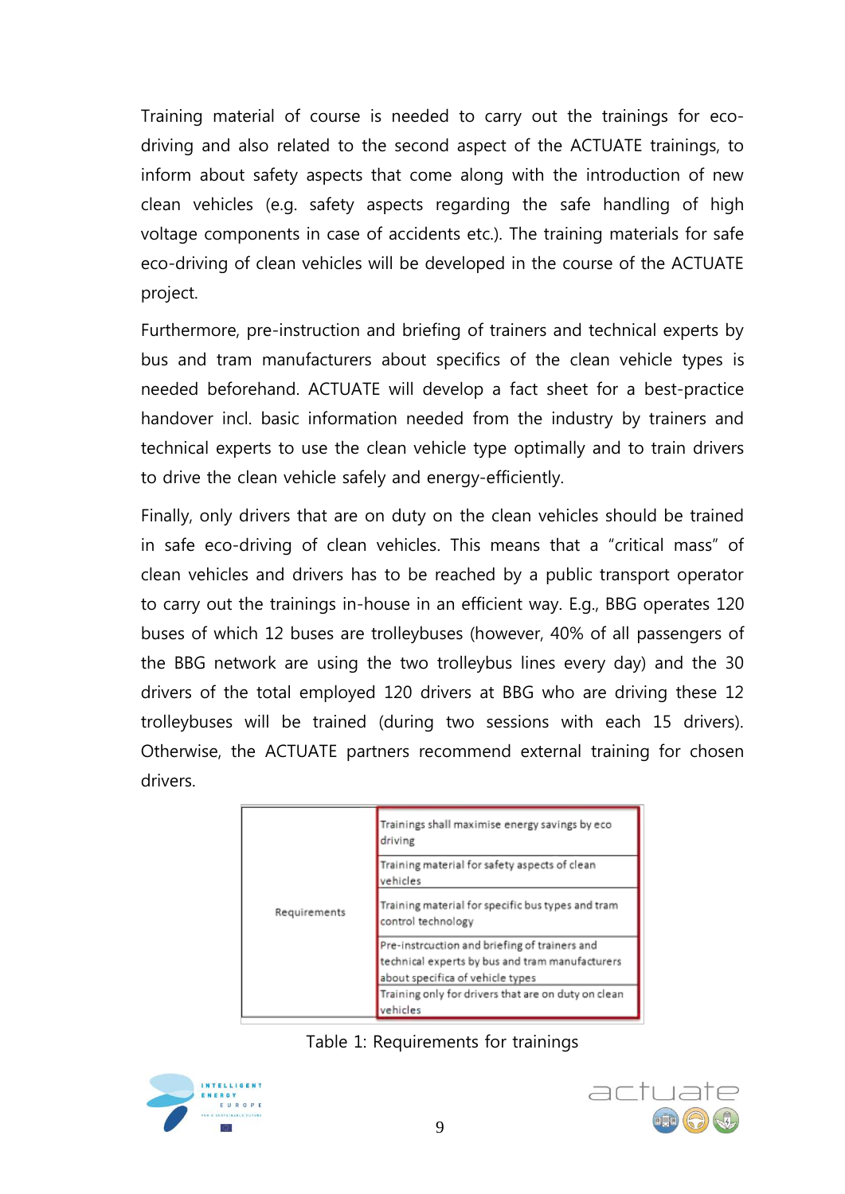Training material of course is needed to carry out the trainings for eco-driving and also related to the second aspect of the ACTUATE trainings, to inform about safety aspects that come along with the introduction of new clean vehicles (e.g. safety aspects regarding the safe handling of high voltage components in case of accidents etc.). The training materials for safe eco-driving of clean vehicles will be developed in the course of the ACTUATE project.

Furthermore, pre-instruction and briefing of trainers and technical experts by bus and tram manufacturers about specifics of the clean vehicle types is needed beforehand. ACTUATE will develop a fact sheet for a best-practice handover incl. basic information needed from the industry by trainers and technical experts to use the clean vehicle type optimally and to train drivers to drive the clean vehicle safely and energy-efficiently.

Finally, only drivers that are on duty on the clean vehicles should be trained in safe eco-driving of clean vehicles. This means that a "critical mass" of clean vehicles and drivers has to be reached by a public transport operator to carry out the trainings in-house in an efficient way. E.g., BBG operates 120 buses of which 12 buses are trolleybuses (however, 40% of all passengers of the BBG network are using the two trolleybus lines every day) and the 30 drivers of the total employed 120 drivers at BBG who are driving these 12 trolleybuses will be trained (during two sessions with each 15 drivers). Otherwise, the ACTUATE partners recommend external training for chosen drivers.

| | |
|---|---|
| Requirements | Trainings shall maximise energy savings by eco driving |
| | Training material for safety aspects of clean vehicles |
| | Training material for specific bus types and tram control technology |
| | Pre-instrcuction and briefing of trainers and technical experts by bus and tram manufacturers about specifica of vehicle types |
| | Training only for drivers that are on duty on clean vehicles |

Table 1: Requirements for trainings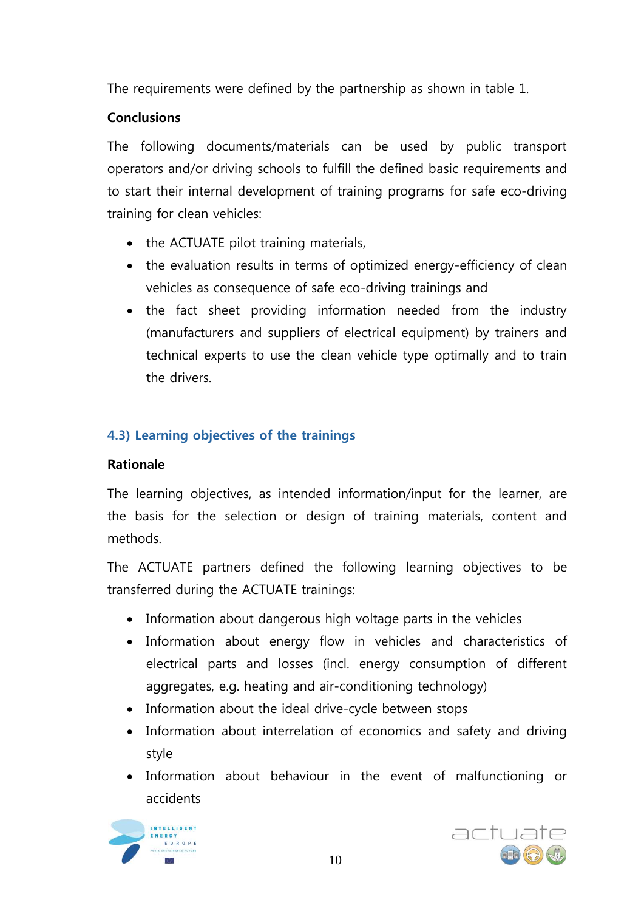The requirements were defined by the partnership as shown in table 1.

**Conclusions**

The following documents/materials can be used by public transport operators and/or driving schools to fulfill the defined basic requirements and to start their internal development of training programs for safe eco-driving training for clean vehicles:

- the ACTUATE pilot training materials,
- the evaluation results in terms of optimized energy-efficiency of clean vehicles as consequence of safe eco-driving trainings and
- the fact sheet providing information needed from the industry (manufacturers and suppliers of electrical equipment) by trainers and technical experts to use the clean vehicle type optimally and to train the drivers.

### 4.3) Learning objectives of the trainings

**Rationale**

The learning objectives, as intended information/input for the learner, are the basis for the selection or design of training materials, content and methods.

The ACTUATE partners defined the following learning objectives to be transferred during the ACTUATE trainings:

- Information about dangerous high voltage parts in the vehicles
- Information about energy flow in vehicles and characteristics of electrical parts and losses (incl. energy consumption of different aggregates, e.g. heating and air-conditioning technology)
- Information about the ideal drive-cycle between stops
- Information about interrelation of economics and safety and driving style
- Information about behaviour in the event of malfunctioning or accidents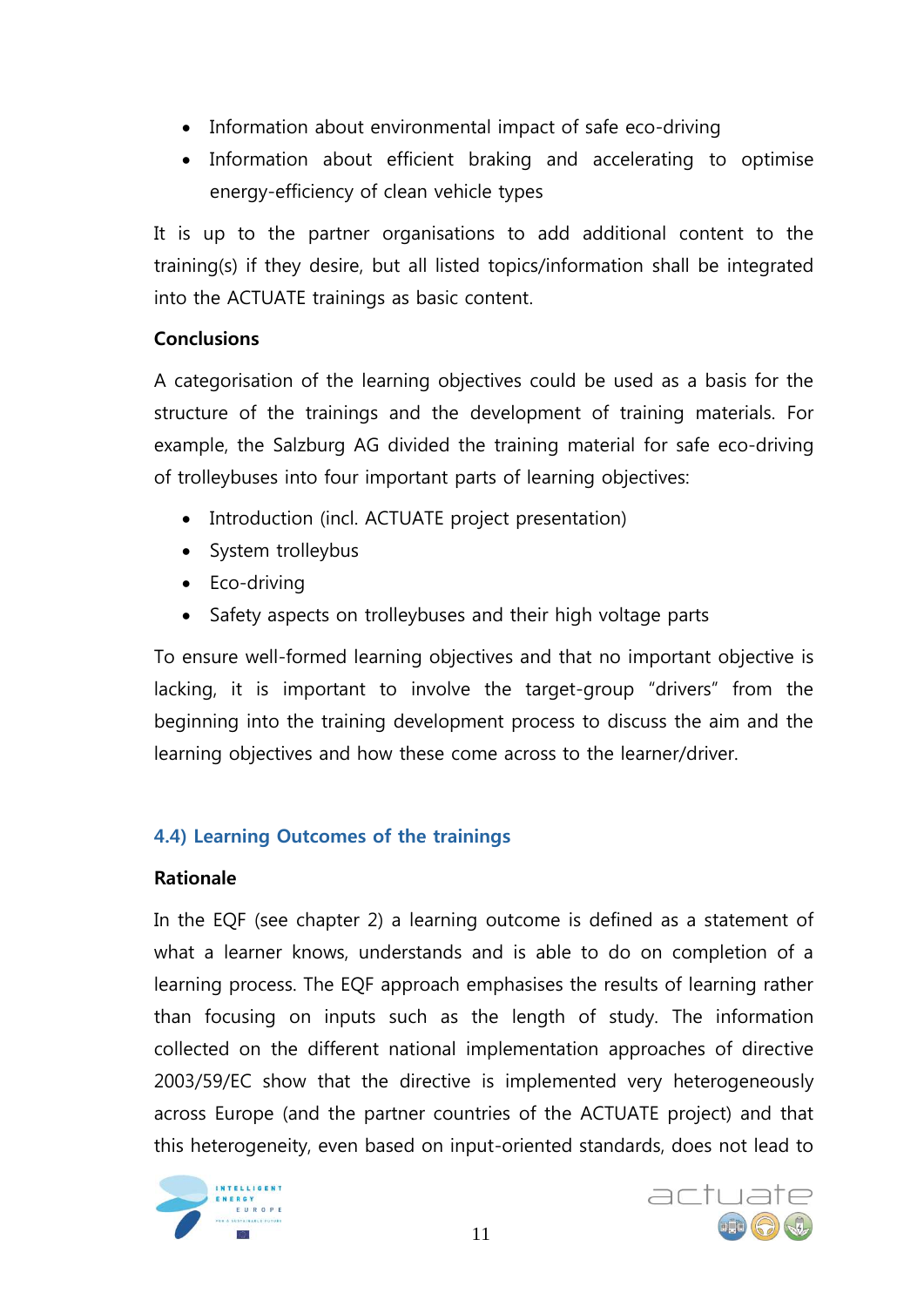- Information about environmental impact of safe eco-driving
- Information about efficient braking and accelerating to optimise energy-efficiency of clean vehicle types

It is up to the partner organisations to add additional content to the training(s) if they desire, but all listed topics/information shall be integrated into the ACTUATE trainings as basic content.

**Conclusions**

A categorisation of the learning objectives could be used as a basis for the structure of the trainings and the development of training materials. For example, the Salzburg AG divided the training material for safe eco-driving of trolleybuses into four important parts of learning objectives:

- Introduction (incl. ACTUATE project presentation)
- System trolleybus
- Eco-driving
- Safety aspects on trolleybuses and their high voltage parts

To ensure well-formed learning objectives and that no important objective is lacking, it is important to involve the target-group "drivers" from the beginning into the training development process to discuss the aim and the learning objectives and how these come across to the learner/driver.

### 4.4) Learning Outcomes of the trainings

**Rationale**

In the EQF (see chapter 2) a learning outcome is defined as a statement of what a learner knows, understands and is able to do on completion of a learning process. The EQF approach emphasises the results of learning rather than focusing on inputs such as the length of study. The information collected on the different national implementation approaches of directive 2003/59/EC show that the directive is implemented very heterogeneously across Europe (and the partner countries of the ACTUATE project) and that this heterogeneity, even based on input-oriented standards, does not lead to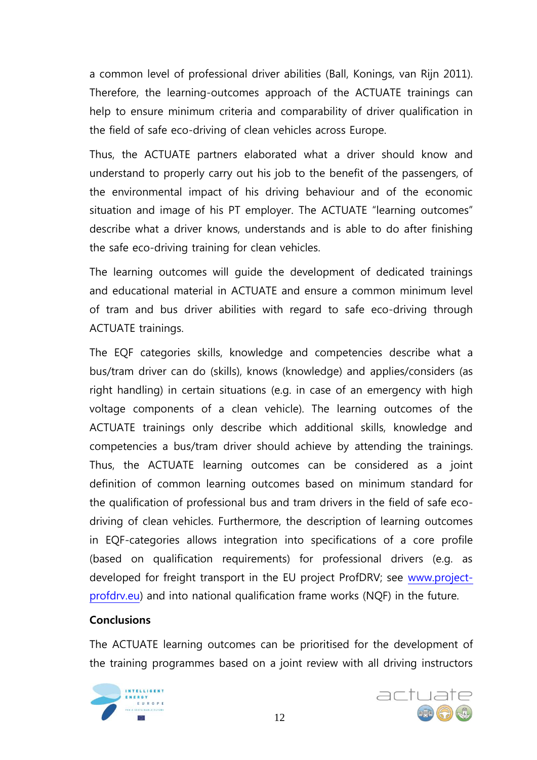a common level of professional driver abilities (Ball, Konings, van Rijn 2011). Therefore, the learning-outcomes approach of the ACTUATE trainings can help to ensure minimum criteria and comparability of driver qualification in the field of safe eco-driving of clean vehicles across Europe.

Thus, the ACTUATE partners elaborated what a driver should know and understand to properly carry out his job to the benefit of the passengers, of the environmental impact of his driving behaviour and of the economic situation and image of his PT employer. The ACTUATE "learning outcomes" describe what a driver knows, understands and is able to do after finishing the safe eco-driving training for clean vehicles.

The learning outcomes will guide the development of dedicated trainings and educational material in ACTUATE and ensure a common minimum level of tram and bus driver abilities with regard to safe eco-driving through ACTUATE trainings.

The EQF categories skills, knowledge and competencies describe what a bus/tram driver can do (skills), knows (knowledge) and applies/considers (as right handling) in certain situations (e.g. in case of an emergency with high voltage components of a clean vehicle). The learning outcomes of the ACTUATE trainings only describe which additional skills, knowledge and competencies a bus/tram driver should achieve by attending the trainings. Thus, the ACTUATE learning outcomes can be considered as a joint definition of common learning outcomes based on minimum standard for the qualification of professional bus and tram drivers in the field of safe eco-driving of clean vehicles. Furthermore, the description of learning outcomes in EQF-categories allows integration into specifications of a core profile (based on qualification requirements) for professional drivers (e.g. as developed for freight transport in the EU project ProfDRV; see www.project-profdrv.eu) and into national qualification frame works (NQF) in the future.

**Conclusions**

The ACTUATE learning outcomes can be prioritised for the development of the training programmes based on a joint review with all driving instructors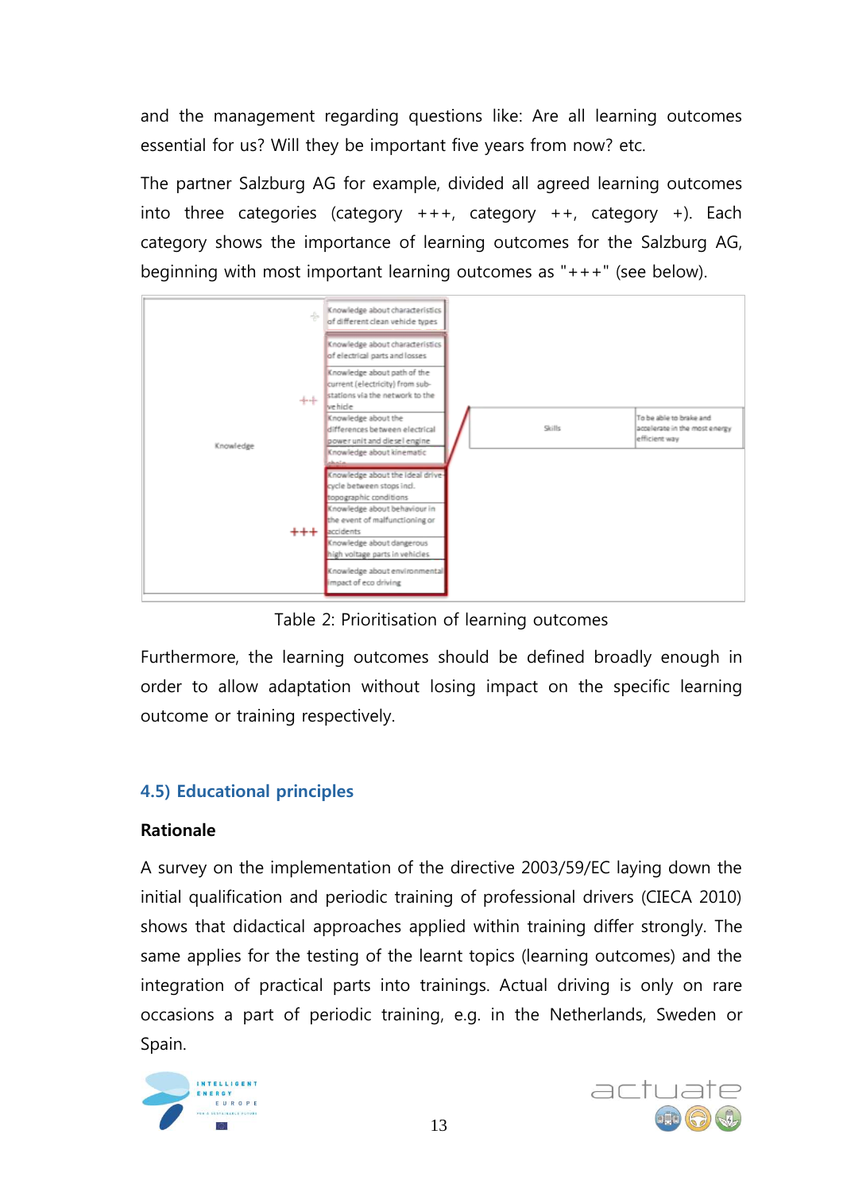and the management regarding questions like: Are all learning outcomes essential for us? Will they be important five years from now? etc.

The partner Salzburg AG for example, divided all agreed learning outcomes into three categories (category +++, category ++, category +). Each category shows the importance of learning outcomes for the Salzburg AG, beginning with most important learning outcomes as "+++" (see below).

| | | | | |
|---|---|---|---|---|
| Knowledge | + | Knowledge about characteristics of different clean vehicle types | Skills | To be able to brake and accelerate in the most energy efficient way |
| | ++ | Knowledge about characteristics of electrical parts and losses | | |
| | | Knowledge about path of the current (electricity) from sub-stations via the network to the vehicle | | |
| | | Knowledge about the differences between electrical power unit and diesel engine | | |
| | | Knowledge about kinematic chain | | |
| | +++ | Knowledge about the ideal drive-cycle between stops incl. topographic conditions | | |
| | | Knowledge about behaviour in the event of malfunctioning or accidents | | |
| | | Knowledge about dangerous high voltage parts in vehicles | | |
| | | Knowledge about environmental impact of eco driving | | |

Table 2: Prioritisation of learning outcomes

Furthermore, the learning outcomes should be defined broadly enough in order to allow adaptation without losing impact on the specific learning outcome or training respectively.

## 4.5) Educational principles

**Rationale**

A survey on the implementation of the directive 2003/59/EC laying down the initial qualification and periodic training of professional drivers (CIECA 2010) shows that didactical approaches applied within training differ strongly. The same applies for the testing of the learnt topics (learning outcomes) and the integration of practical parts into trainings. Actual driving is only on rare occasions a part of periodic training, e.g. in the Netherlands, Sweden or Spain.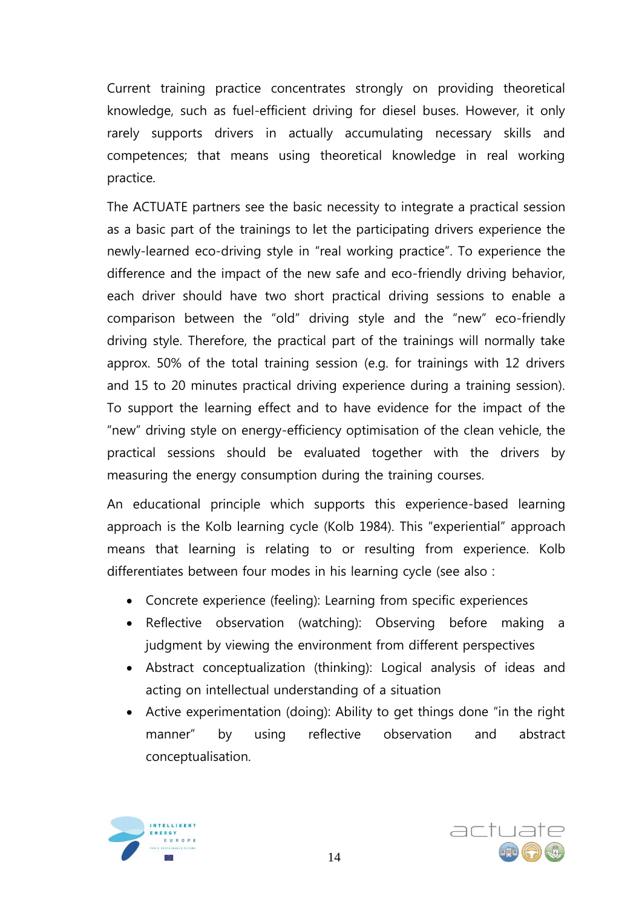Current training practice concentrates strongly on providing theoretical knowledge, such as fuel-efficient driving for diesel buses. However, it only rarely supports drivers in actually accumulating necessary skills and competences; that means using theoretical knowledge in real working practice.

The ACTUATE partners see the basic necessity to integrate a practical session as a basic part of the trainings to let the participating drivers experience the newly-learned eco-driving style in "real working practice". To experience the difference and the impact of the new safe and eco-friendly driving behavior, each driver should have two short practical driving sessions to enable a comparison between the "old" driving style and the "new" eco-friendly driving style. Therefore, the practical part of the trainings will normally take approx. 50% of the total training session (e.g. for trainings with 12 drivers and 15 to 20 minutes practical driving experience during a training session). To support the learning effect and to have evidence for the impact of the "new" driving style on energy-efficiency optimisation of the clean vehicle, the practical sessions should be evaluated together with the drivers by measuring the energy consumption during the training courses.

An educational principle which supports this experience-based learning approach is the Kolb learning cycle (Kolb 1984). This "experiential" approach means that learning is relating to or resulting from experience. Kolb differentiates between four modes in his learning cycle (see also :

- Concrete experience (feeling): Learning from specific experiences
- Reflective observation (watching): Observing before making a judgment by viewing the environment from different perspectives
- Abstract conceptualization (thinking): Logical analysis of ideas and acting on intellectual understanding of a situation
- Active experimentation (doing): Ability to get things done "in the right manner" by using reflective observation and abstract conceptualisation.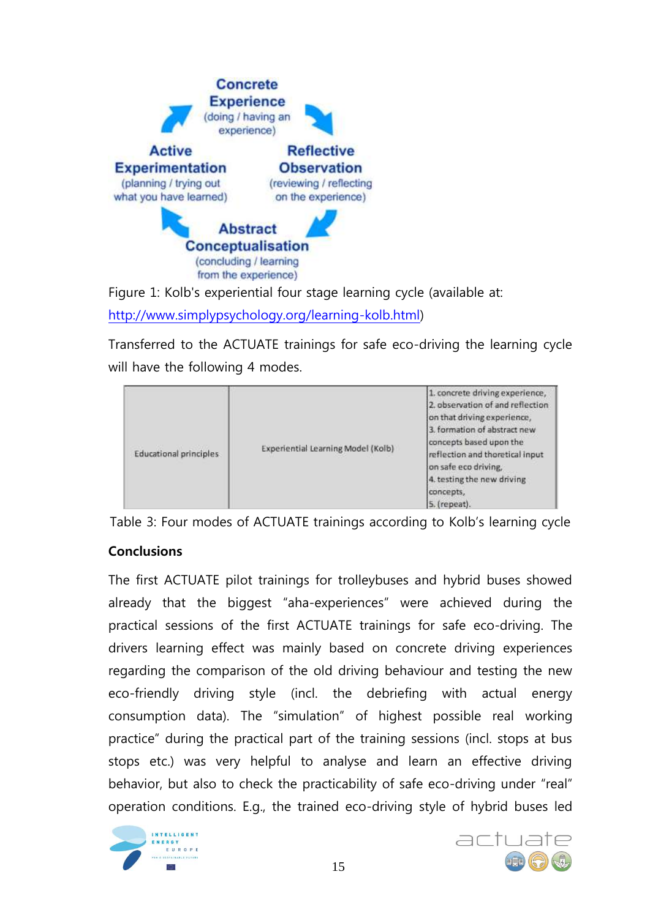Concrete Experience
(doing / having an experience)

Reflective Observation
(reviewing / reflecting on the experience)

Abstract Conceptualisation
(concluding / learning from the experience)

Active Experimentation
(planning / trying out what you have learned)

Figure 1: Kolb's experiential four stage learning cycle (available at: http://www.simplypsychology.org/learning-kolb.html)

Transferred to the ACTUATE trainings for safe eco-driving the learning cycle will have the following 4 modes.

| | | |
|---|---|---|
| Educational principles | Experiential Learning Model (Kolb) | 1. concrete driving experience,<br>2. observation of and reflection on that driving experience,<br>3. formation of abstract new concepts based upon the reflection and thoretical input on safe eco driving,<br>4. testing the new driving concepts,<br>5. (repeat). |

Table 3: Four modes of ACTUATE trainings according to Kolb's learning cycle

**Conclusions**

The first ACTUATE pilot trainings for trolleybuses and hybrid buses showed already that the biggest "aha-experiences" were achieved during the practical sessions of the first ACTUATE trainings for safe eco-driving. The drivers learning effect was mainly based on concrete driving experiences regarding the comparison of the old driving behaviour and testing the new eco-friendly driving style (incl. the debriefing with actual energy consumption data). The "simulation" of highest possible real working practice" during the practical part of the training sessions (incl. stops at bus stops etc.) was very helpful to analyse and learn an effective driving behavior, but also to check the practicability of safe eco-driving under "real" operation conditions. E.g., the trained eco-driving style of hybrid buses led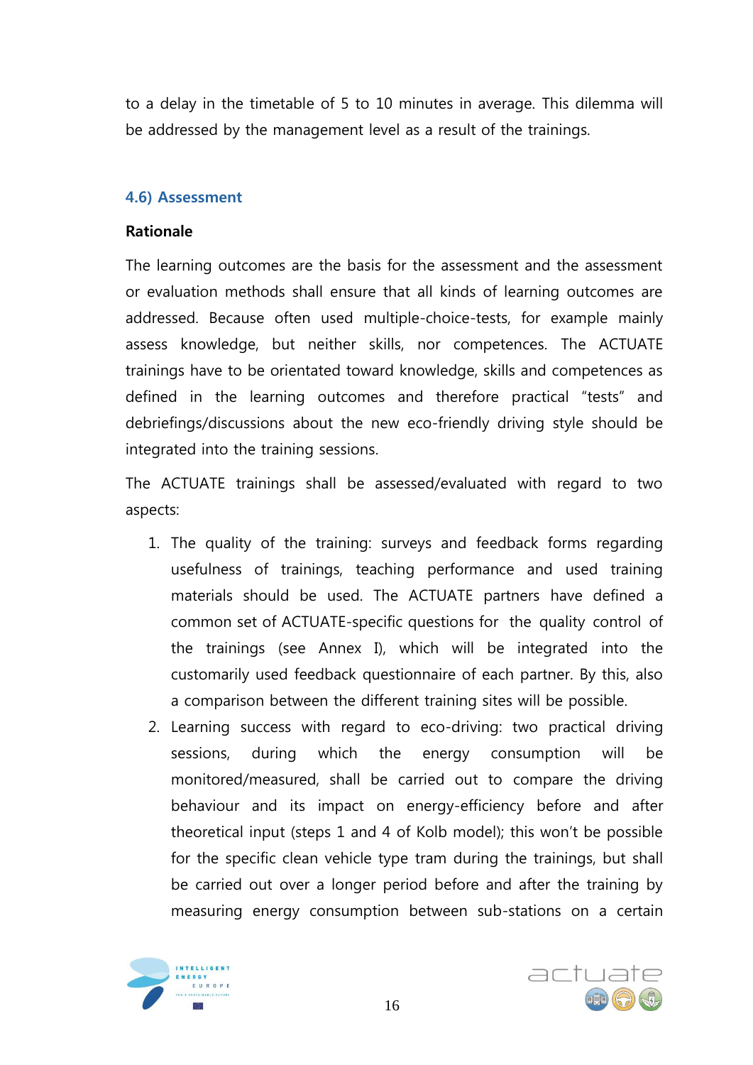to a delay in the timetable of 5 to 10 minutes in average. This dilemma will be addressed by the management level as a result of the trainings.

### 4.6) Assessment

**Rationale**

The learning outcomes are the basis for the assessment and the assessment or evaluation methods shall ensure that all kinds of learning outcomes are addressed. Because often used multiple-choice-tests, for example mainly assess knowledge, but neither skills, nor competences. The ACTUATE trainings have to be orientated toward knowledge, skills and competences as defined in the learning outcomes and therefore practical "tests" and debriefings/discussions about the new eco-friendly driving style should be integrated into the training sessions.

The ACTUATE trainings shall be assessed/evaluated with regard to two aspects:

1. The quality of the training: surveys and feedback forms regarding usefulness of trainings, teaching performance and used training materials should be used. The ACTUATE partners have defined a common set of ACTUATE-specific questions for the quality control of the trainings (see Annex I), which will be integrated into the customarily used feedback questionnaire of each partner. By this, also a comparison between the different training sites will be possible.
2. Learning success with regard to eco-driving: two practical driving sessions, during which the energy consumption will be monitored/measured, shall be carried out to compare the driving behaviour and its impact on energy-efficiency before and after theoretical input (steps 1 and 4 of Kolb model); this won't be possible for the specific clean vehicle type tram during the trainings, but shall be carried out over a longer period before and after the training by measuring energy consumption between sub-stations on a certain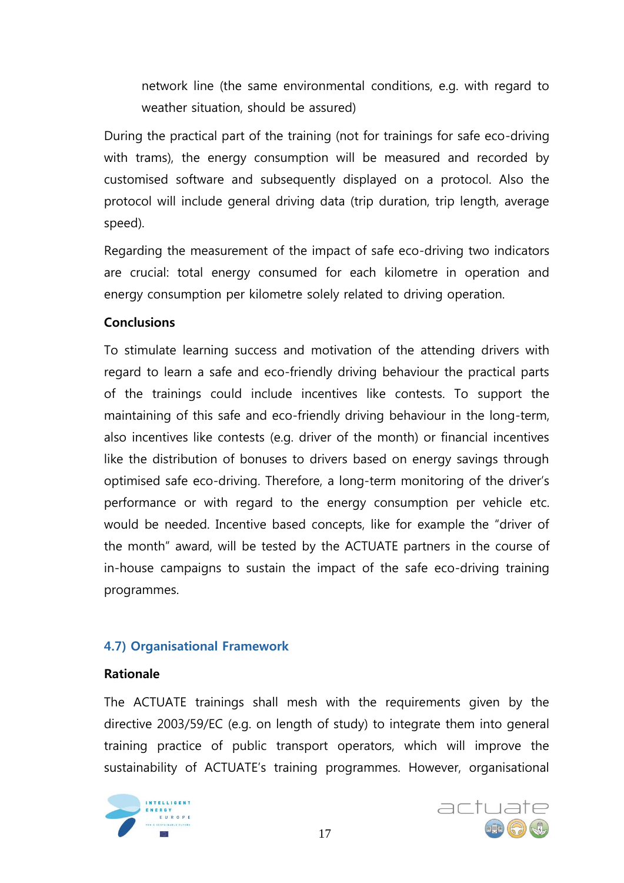network line (the same environmental conditions, e.g. with regard to weather situation, should be assured)

During the practical part of the training (not for trainings for safe eco-driving with trams), the energy consumption will be measured and recorded by customised software and subsequently displayed on a protocol. Also the protocol will include general driving data (trip duration, trip length, average speed).

Regarding the measurement of the impact of safe eco-driving two indicators are crucial: total energy consumed for each kilometre in operation and energy consumption per kilometre solely related to driving operation.

**Conclusions**

To stimulate learning success and motivation of the attending drivers with regard to learn a safe and eco-friendly driving behaviour the practical parts of the trainings could include incentives like contests. To support the maintaining of this safe and eco-friendly driving behaviour in the long-term, also incentives like contests (e.g. driver of the month) or financial incentives like the distribution of bonuses to drivers based on energy savings through optimised safe eco-driving. Therefore, a long-term monitoring of the driver's performance or with regard to the energy consumption per vehicle etc. would be needed. Incentive based concepts, like for example the "driver of the month" award, will be tested by the ACTUATE partners in the course of in-house campaigns to sustain the impact of the safe eco-driving training programmes.

## 4.7) Organisational Framework

**Rationale**

The ACTUATE trainings shall mesh with the requirements given by the directive 2003/59/EC (e.g. on length of study) to integrate them into general training practice of public transport operators, which will improve the sustainability of ACTUATE's training programmes. However, organisational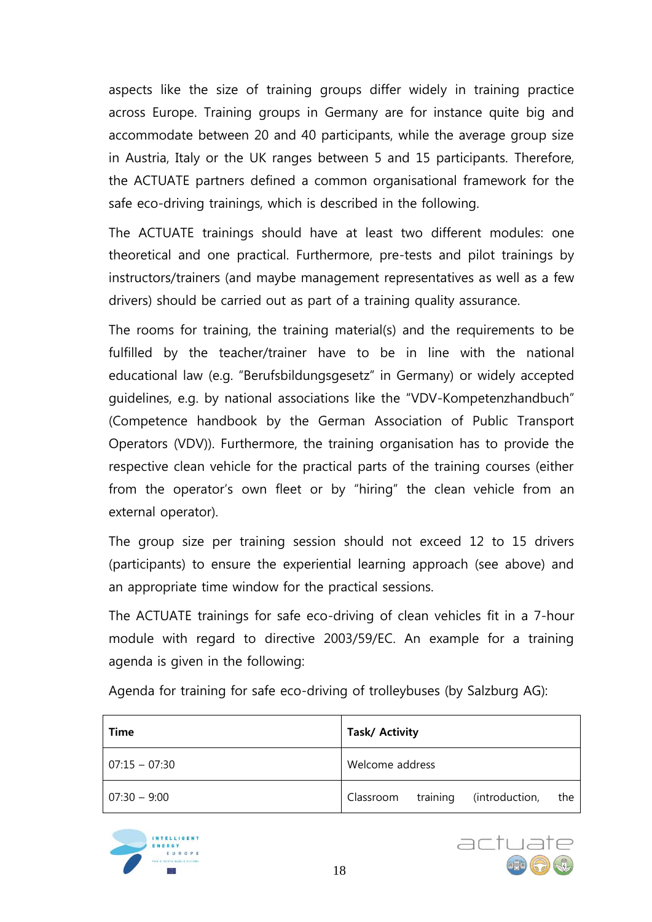aspects like the size of training groups differ widely in training practice across Europe. Training groups in Germany are for instance quite big and accommodate between 20 and 40 participants, while the average group size in Austria, Italy or the UK ranges between 5 and 15 participants. Therefore, the ACTUATE partners defined a common organisational framework for the safe eco-driving trainings, which is described in the following.

The ACTUATE trainings should have at least two different modules: one theoretical and one practical. Furthermore, pre-tests and pilot trainings by instructors/trainers (and maybe management representatives as well as a few drivers) should be carried out as part of a training quality assurance.

The rooms for training, the training material(s) and the requirements to be fulfilled by the teacher/trainer have to be in line with the national educational law (e.g. "Berufsbildungsgesetz" in Germany) or widely accepted guidelines, e.g. by national associations like the "VDV-Kompetenzhandbuch" (Competence handbook by the German Association of Public Transport Operators (VDV)). Furthermore, the training organisation has to provide the respective clean vehicle for the practical parts of the training courses (either from the operator's own fleet or by "hiring" the clean vehicle from an external operator).

The group size per training session should not exceed 12 to 15 drivers (participants) to ensure the experiential learning approach (see above) and an appropriate time window for the practical sessions.

The ACTUATE trainings for safe eco-driving of clean vehicles fit in a 7-hour module with regard to directive 2003/59/EC. An example for a training agenda is given in the following:

Agenda for training for safe eco-driving of trolleybuses (by Salzburg AG):

| **Time** | **Task/ Activity** |
|---|---|
| 07:15 – 07:30 | Welcome address |
| 07:30 – 9:00 | Classroom training (introduction, the |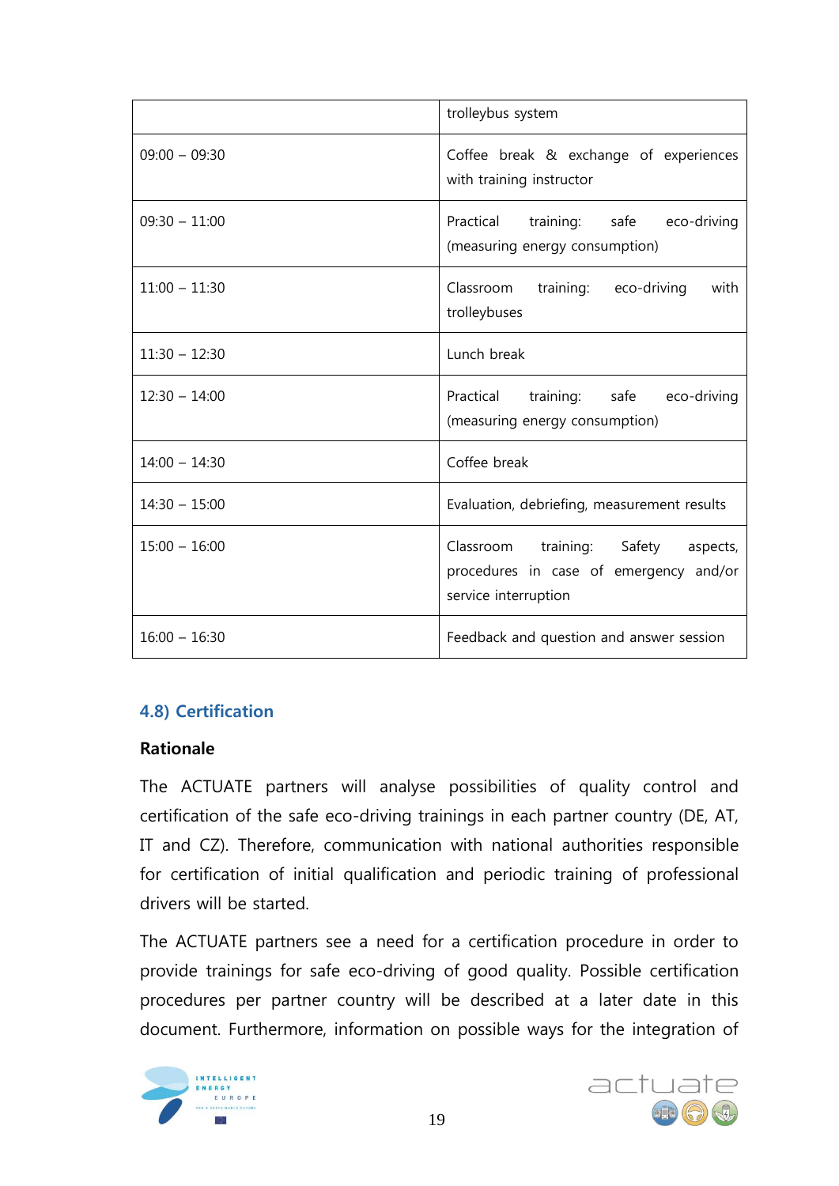| | |
|---|---|
| | trolleybus system |
| 09:00 – 09:30 | Coffee break & exchange of experiences with training instructor |
| 09:30 – 11:00 | Practical training: safe eco-driving (measuring energy consumption) |
| 11:00 – 11:30 | Classroom training: eco-driving with trolleybuses |
| 11:30 – 12:30 | Lunch break |
| 12:30 – 14:00 | Practical training: safe eco-driving (measuring energy consumption) |
| 14:00 – 14:30 | Coffee break |
| 14:30 – 15:00 | Evaluation, debriefing, measurement results |
| 15:00 – 16:00 | Classroom training: Safety aspects, procedures in case of emergency and/or service interruption |
| 16:00 – 16:30 | Feedback and question and answer session |

### 4.8) Certification

**Rationale**

The ACTUATE partners will analyse possibilities of quality control and certification of the safe eco-driving trainings in each partner country (DE, AT, IT and CZ). Therefore, communication with national authorities responsible for certification of initial qualification and periodic training of professional drivers will be started.

The ACTUATE partners see a need for a certification procedure in order to provide trainings for safe eco-driving of good quality. Possible certification procedures per partner country will be described at a later date in this document. Furthermore, information on possible ways for the integration of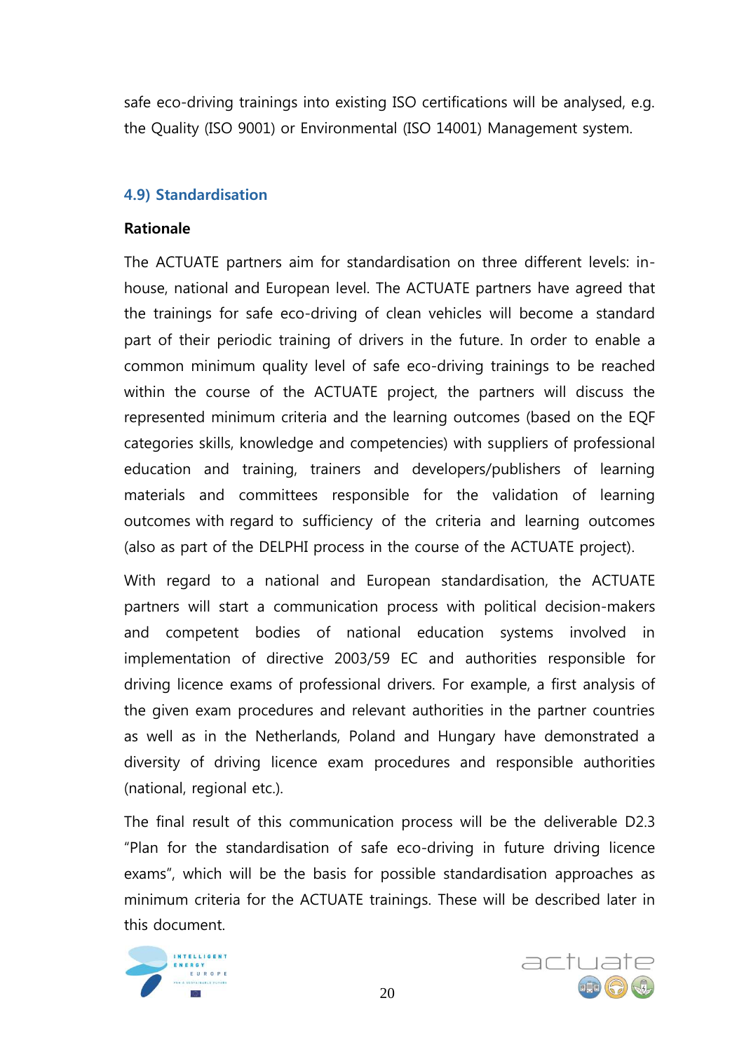safe eco-driving trainings into existing ISO certifications will be analysed, e.g. the Quality (ISO 9001) or Environmental (ISO 14001) Management system.

## 4.9) Standardisation

**Rationale**

The ACTUATE partners aim for standardisation on three different levels: in-house, national and European level. The ACTUATE partners have agreed that the trainings for safe eco-driving of clean vehicles will become a standard part of their periodic training of drivers in the future. In order to enable a common minimum quality level of safe eco-driving trainings to be reached within the course of the ACTUATE project, the partners will discuss the represented minimum criteria and the learning outcomes (based on the EQF categories skills, knowledge and competencies) with suppliers of professional education and training, trainers and developers/publishers of learning materials and committees responsible for the validation of learning outcomes with regard to sufficiency of the criteria and learning outcomes (also as part of the DELPHI process in the course of the ACTUATE project).

With regard to a national and European standardisation, the ACTUATE partners will start a communication process with political decision-makers and competent bodies of national education systems involved in implementation of directive 2003/59 EC and authorities responsible for driving licence exams of professional drivers. For example, a first analysis of the given exam procedures and relevant authorities in the partner countries as well as in the Netherlands, Poland and Hungary have demonstrated a diversity of driving licence exam procedures and responsible authorities (national, regional etc.).

The final result of this communication process will be the deliverable D2.3 "Plan for the standardisation of safe eco-driving in future driving licence exams", which will be the basis for possible standardisation approaches as minimum criteria for the ACTUATE trainings. These will be described later in this document.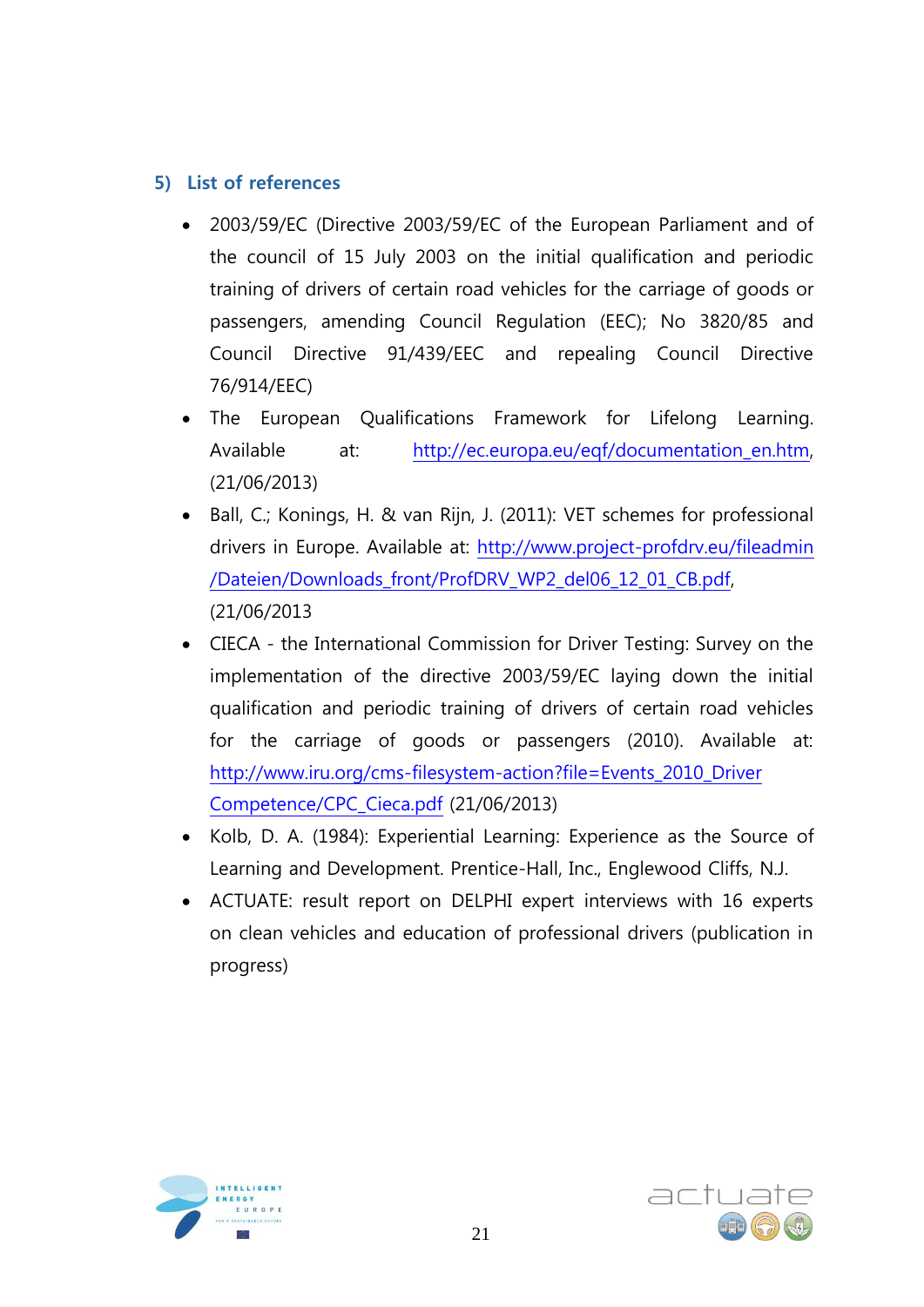## 5) List of references

- 2003/59/EC (Directive 2003/59/EC of the European Parliament and of the council of 15 July 2003 on the initial qualification and periodic training of drivers of certain road vehicles for the carriage of goods or passengers, amending Council Regulation (EEC); No 3820/85 and Council Directive 91/439/EEC and repealing Council Directive 76/914/EEC)
- The European Qualifications Framework for Lifelong Learning. Available at: http://ec.europa.eu/eqf/documentation_en.htm, (21/06/2013)
- Ball, C.; Konings, H. & van Rijn, J. (2011): VET schemes for professional drivers in Europe. Available at: http://www.project-profdrv.eu/fileadmin/Dateien/Downloads_front/ProfDRV_WP2_del06_12_01_CB.pdf, (21/06/2013
- CIECA - the International Commission for Driver Testing: Survey on the implementation of the directive 2003/59/EC laying down the initial qualification and periodic training of drivers of certain road vehicles for the carriage of goods or passengers (2010). Available at: http://www.iru.org/cms-filesystem-action?file=Events_2010_DriverCompetence/CPC_Cieca.pdf (21/06/2013)
- Kolb, D. A. (1984): Experiential Learning: Experience as the Source of Learning and Development. Prentice-Hall, Inc., Englewood Cliffs, N.J.
- ACTUATE: result report on DELPHI expert interviews with 16 experts on clean vehicles and education of professional drivers (publication in progress)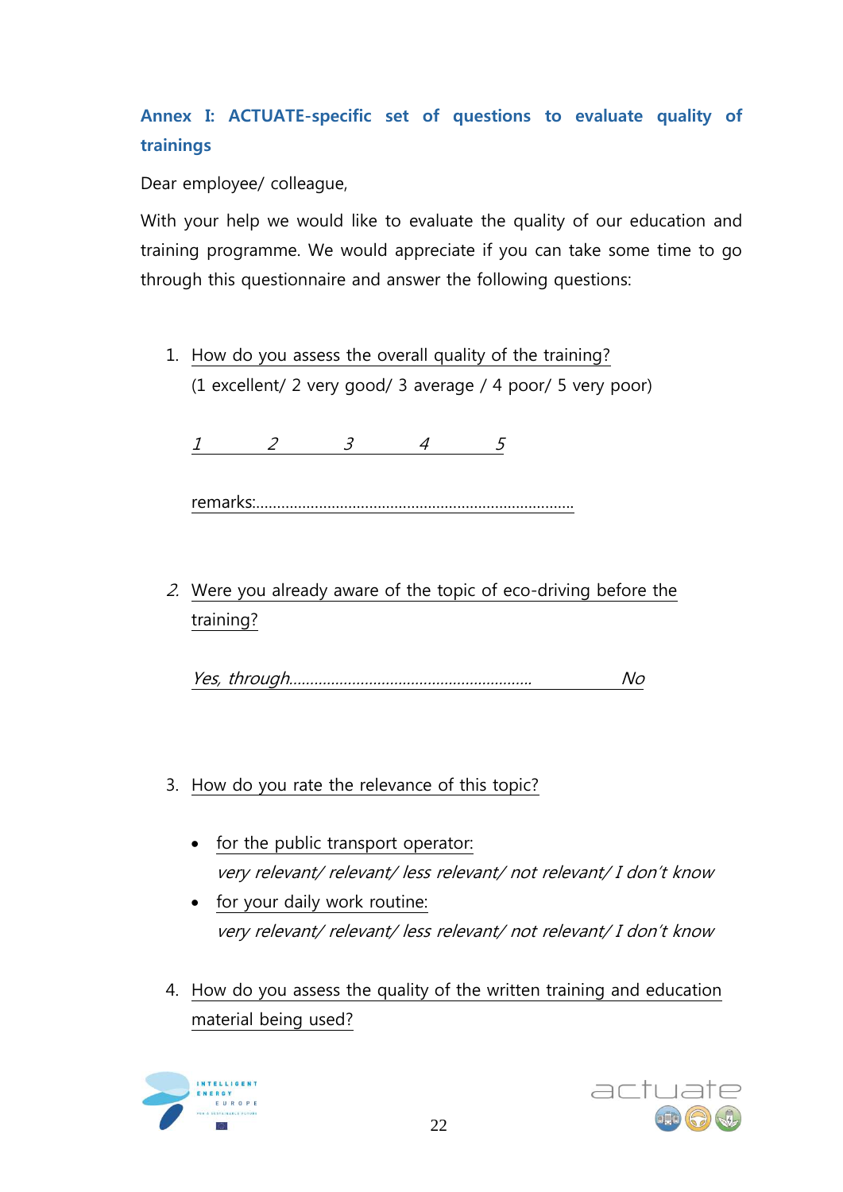## Annex I: ACTUATE-specific set of questions to evaluate quality of trainings

Dear employee/ colleague,

With your help we would like to evaluate the quality of our education and training programme. We would appreciate if you can take some time to go through this questionnaire and answer the following questions:

1. How do you assess the overall quality of the training?
   (1 excellent/ 2 very good/ 3 average / 4 poor/ 5 very poor)

   *1 2 3 4 5*

   remarks:..........................................................................

2. Were you already aware of the topic of eco-driving before the training?

   *Yes, through........................................................ No*

3. How do you rate the relevance of this topic?

   - for the public transport operator:
     *very relevant/ relevant/ less relevant/ not relevant/ I don't know*
   - for your daily work routine:
     *very relevant/ relevant/ less relevant/ not relevant/ I don't know*

4. How do you assess the quality of the written training and education material being used?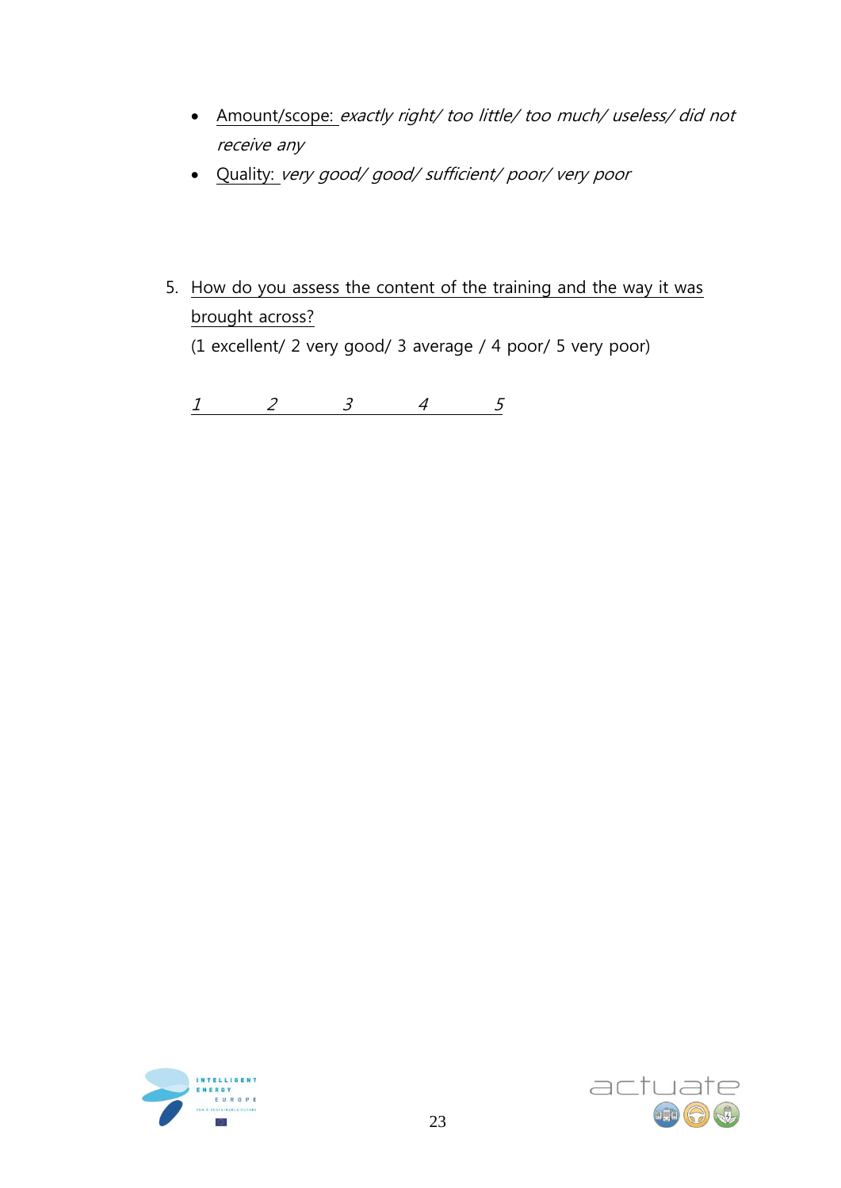- Amount/scope: *exactly right/ too little/ too much/ useless/ did not receive any*
- Quality: *very good/ good/ sufficient/ poor/ very poor*

5. How do you assess the content of the training and the way it was brought across?

   (1 excellent/ 2 very good/ 3 average / 4 poor/ 5 very poor)

   *1 2 3 4 5*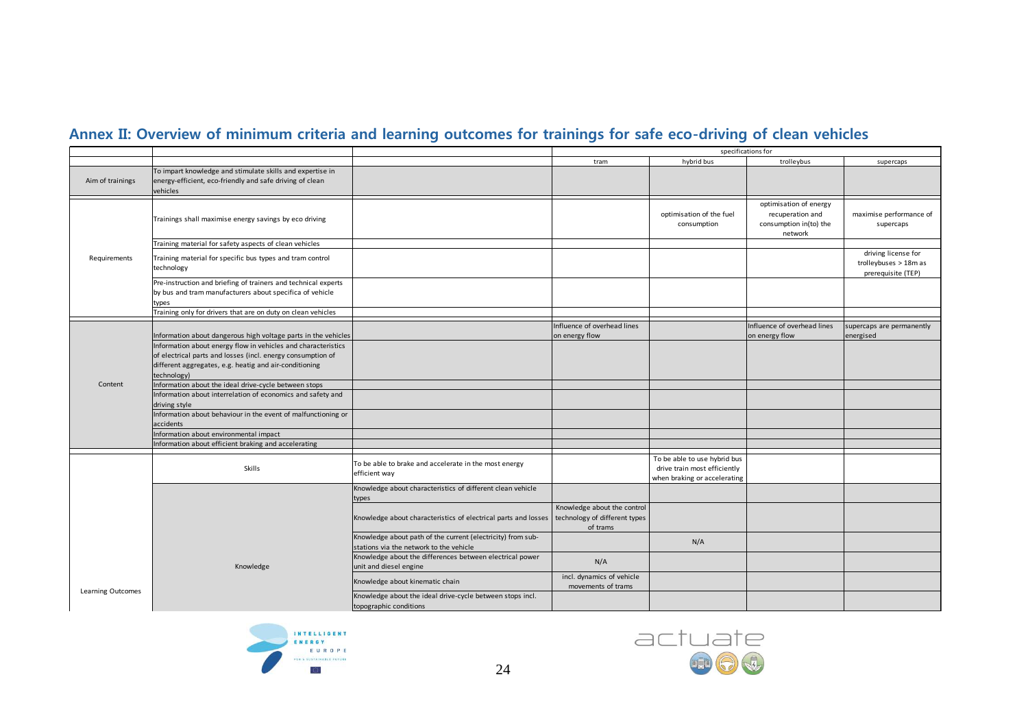## Annex II: Overview of minimum criteria and learning outcomes for trainings for safe eco-driving of clean vehicles

| | | | specifications for | | | |
|---|---|---|---|---|---|---|
| | | | tram | hybrid bus | trolleybus | supercaps |
| Aim of trainings | To impart knowledge and stimulate skills and expertise in energy-efficient, eco-friendly and safe driving of clean vehicles | | | | | |
| Requirements | Trainings shall maximise energy savings by eco driving | | | optimisation of the fuel consumption | optimisation of energy recuperation and consumption in(to) the network | maximise performance of supercaps |
| | Training material for safety aspects of clean vehicles | | | | | |
| | Training material for specific bus types and tram control technology | | | | | driving license for trolleybuses > 18m as prerequisite (TEP) |
| | Pre-instruction and briefing of trainers and technical experts by bus and tram manufacturers about specifica of vehicle types | | | | | |
| | Training only for drivers that are on duty on clean vehicles | | | | | |
| Content | Information about dangerous high voltage parts in the vehicles | | Influence of overhead lines on energy flow | | Influence of overhead lines on energy flow | supercaps are permanently energised |
| | Information about energy flow in vehicles and characteristics of electrical parts and losses (incl. energy consumption of different aggregates, e.g. heatig and air-conditioning technology) | | | | | |
| | Information about the ideal drive-cycle between stops | | | | | |
| | Information about interrelation of economics and safety and driving style | | | | | |
| | Information about behaviour in the event of malfunctioning or accidents | | | | | |
| | Information about environmental impact | | | | | |
| | Information about efficient braking and accelerating | | | | | |
| Learning Outcomes | Skills | To be able to brake and accelerate in the most energy efficient way | | To be able to use hybrid bus drive train most efficiently when braking or accelerating | | |
| | Knowledge | Knowledge about characteristics of different clean vehicle types | | | | |
| | | Knowledge about characteristics of electrical parts and losses | Knowledge about the control technology of different types of trams | | | |
| | | Knowledge about path of the current (electricity) from sub-stations via the network to the vehicle | | N/A | | |
| | | Knowledge about the differences between electrical power unit and diesel engine | N/A | | | |
| | | Knowledge about kinematic chain | incl. dynamics of vehicle movements of trams | | | |
| | | Knowledge about the ideal drive-cycle between stops incl. topographic conditions | | | | |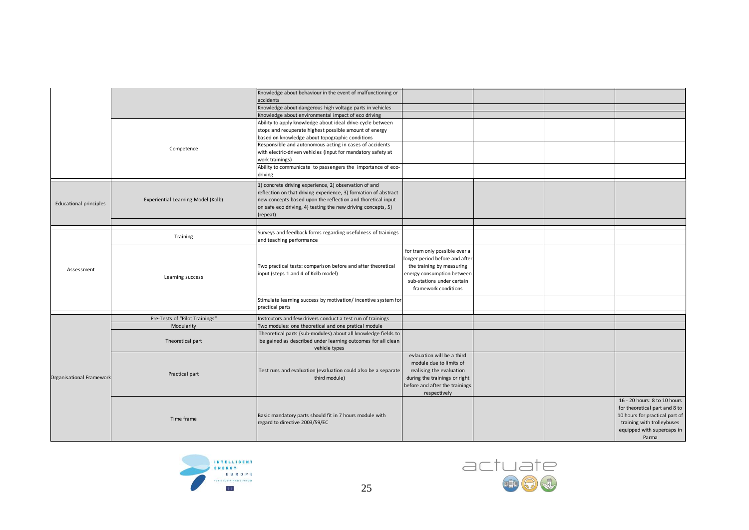| | | | | | | |
|---|---|---|---|---|---|---|
| | | Knowledge about behaviour in the event of malfunctioning or accidents | | | | |
| | | Knowledge about dangerous high voltage parts in vehicles | | | | |
| | | Knowledge about environmental impact of eco driving | | | | |
| | Competence | Ability to apply knowledge about ideal drive-cycle between stops and recuperate highest possible amount of energy based on knowledge about topographic conditions | | | | |
| | | Responsible and autonomous acting in cases of accidents with electric-driven vehicles (input for mandatory safety at work trainings) | | | | |
| | | Ability to communicate to passengers the importance of eco-driving | | | | |
| Educational principles | Experiential Learning Model (Kolb) | 1) concrete driving experience, 2) observation of and reflection on that driving experience, 3) formation of abstract new concepts based upon the reflection and thoretical input on safe eco driving, 4) testing the new driving concepts, 5) (repeat) | | | | |
| | | | | | | |
| Assessment | Training | Surveys and feedback forms regarding usefulness of trainings and teaching performance | | | | |
| | Learning success | Two practical tests: comparison before and after theoretical input (steps 1 and 4 of Kolb model) | for tram only possible over a longer period before and after the training by measuring energy consumption between sub-stations under certain framework conditions | | | |
| | | Stimulate learning success by motivation/ incentive system for practical parts | | | | |
| Organisational Framework | Pre-Tests of "Pilot Trainings" | Instrcutors and few drivers conduct a test run of trainings | | | | |
| | Modularity | Two modules: one theoretical and one pratical module | | | | |
| | Theoretical part | Theoretical parts (sub-modules) about all knowledge fields to be gained as described under learning outcomes for all clean vehicle types | | | | |
| | Practical part | Test runs and evaluation (evaluation could also be a separate third module) | evlauation will be a third module due to limits of realising the evaluation during the trainings or right before and after the trainings respectively | | | |
| | Time frame | Basic mandatory parts should fit in 7 hours module with regard to directive 2003/59/EC | | | | 16 - 20 hours: 8 to 10 hours for theoretical part and 8 to 10 hours for practical part of training with trolleybuses equipped with supercaps in Parma |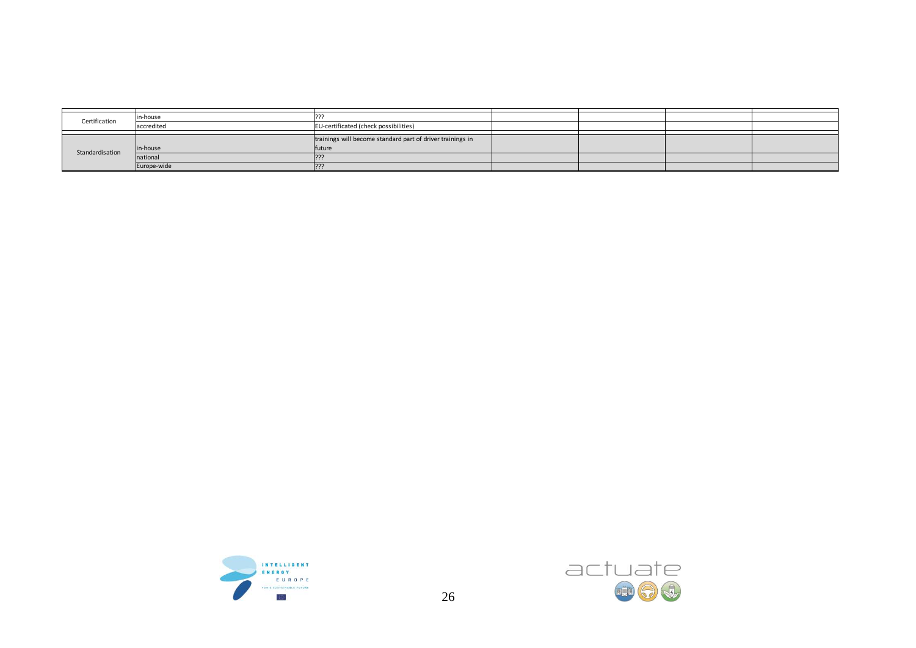| | | | | | | |
|---|---|---|---|---|---|---|
| Certification | in-house | ??? | | | | |
| | accredited | EU-certificated (check possibilities) | | | | |
| | | | | | | |
| Standardisation | in-house | trainings will become standard part of driver trainings in future | | | | |
| | national | ??? | | | | |
| | Europe-wide | ??? | | | | |